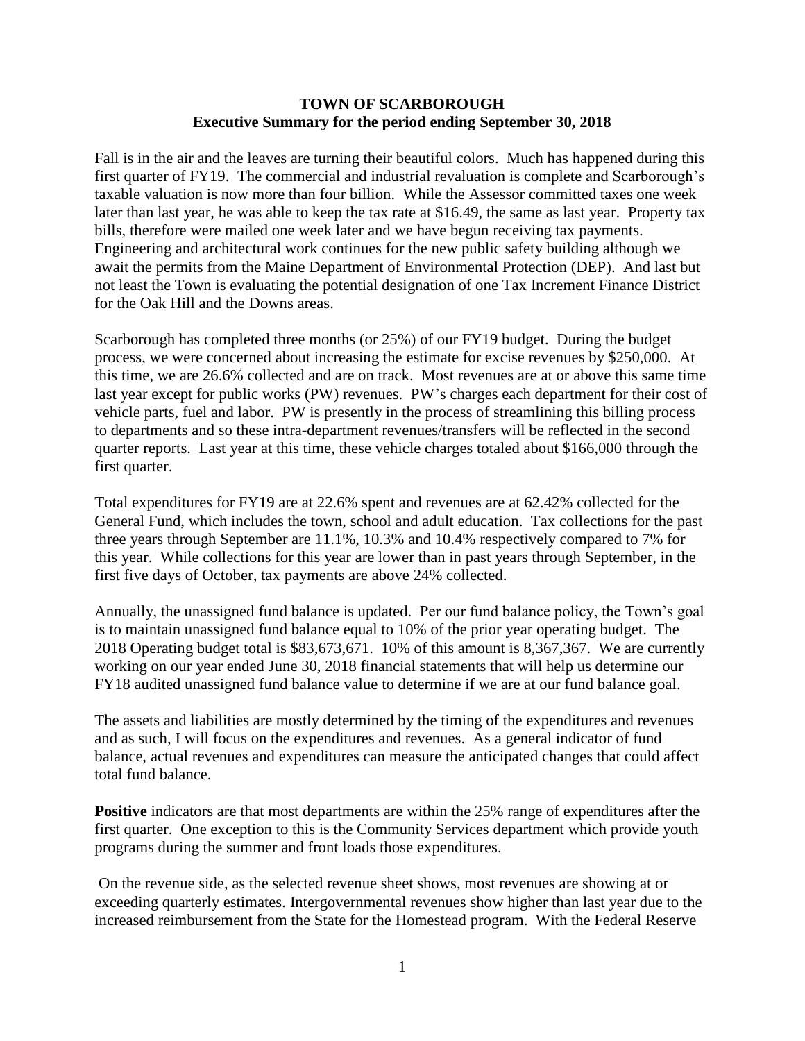**TOWN OF SCARBOROUGH**
**Executive Summary for the period ending September 30, 2018**

Fall is in the air and the leaves are turning their beautiful colors. Much has happened during this first quarter of FY19. The commercial and industrial revaluation is complete and Scarborough's taxable valuation is now more than four billion. While the Assessor committed taxes one week later than last year, he was able to keep the tax rate at $16.49, the same as last year. Property tax bills, therefore were mailed one week later and we have begun receiving tax payments. Engineering and architectural work continues for the new public safety building although we await the permits from the Maine Department of Environmental Protection (DEP). And last but not least the Town is evaluating the potential designation of one Tax Increment Finance District for the Oak Hill and the Downs areas.

Scarborough has completed three months (or 25%) of our FY19 budget. During the budget process, we were concerned about increasing the estimate for excise revenues by $250,000. At this time, we are 26.6% collected and are on track. Most revenues are at or above this same time last year except for public works (PW) revenues. PW's charges each department for their cost of vehicle parts, fuel and labor. PW is presently in the process of streamlining this billing process to departments and so these intra-department revenues/transfers will be reflected in the second quarter reports. Last year at this time, these vehicle charges totaled about $166,000 through the first quarter.

Total expenditures for FY19 are at 22.6% spent and revenues are at 62.42% collected for the General Fund, which includes the town, school and adult education. Tax collections for the past three years through September are 11.1%, 10.3% and 10.4% respectively compared to 7% for this year. While collections for this year are lower than in past years through September, in the first five days of October, tax payments are above 24% collected.

Annually, the unassigned fund balance is updated. Per our fund balance policy, the Town's goal is to maintain unassigned fund balance equal to 10% of the prior year operating budget. The 2018 Operating budget total is $83,673,671. 10% of this amount is 8,367,367. We are currently working on our year ended June 30, 2018 financial statements that will help us determine our FY18 audited unassigned fund balance value to determine if we are at our fund balance goal.

The assets and liabilities are mostly determined by the timing of the expenditures and revenues and as such, I will focus on the expenditures and revenues. As a general indicator of fund balance, actual revenues and expenditures can measure the anticipated changes that could affect total fund balance.

**Positive** indicators are that most departments are within the 25% range of expenditures after the first quarter. One exception to this is the Community Services department which provide youth programs during the summer and front loads those expenditures.

On the revenue side, as the selected revenue sheet shows, most revenues are showing at or exceeding quarterly estimates. Intergovernmental revenues show higher than last year due to the increased reimbursement from the State for the Homestead program. With the Federal Reserve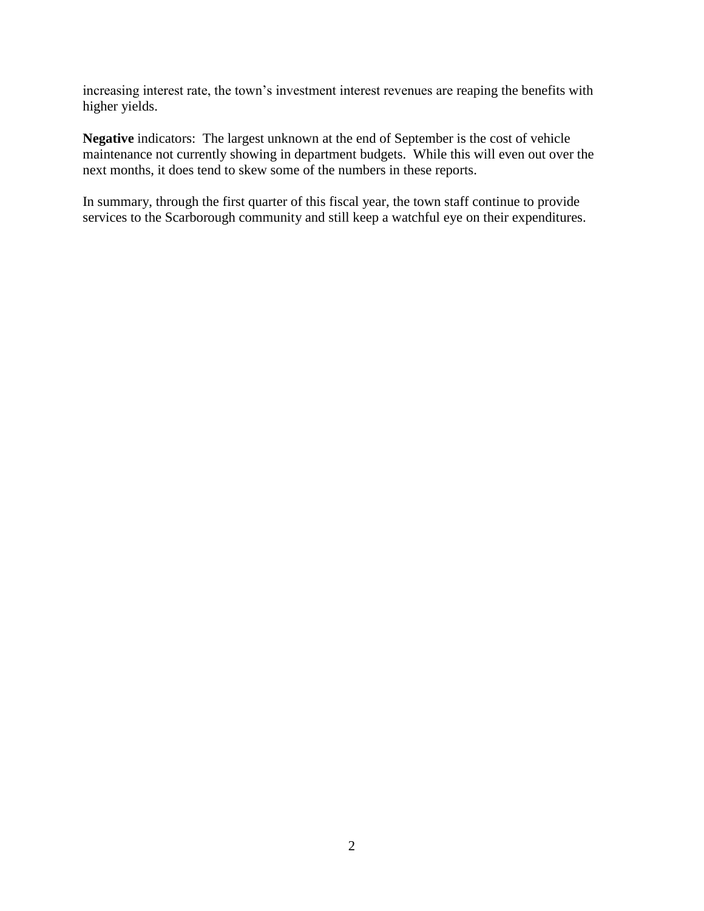increasing interest rate, the town's investment interest revenues are reaping the benefits with higher yields.

**Negative** indicators: The largest unknown at the end of September is the cost of vehicle maintenance not currently showing in department budgets. While this will even out over the next months, it does tend to skew some of the numbers in these reports.

In summary, through the first quarter of this fiscal year, the town staff continue to provide services to the Scarborough community and still keep a watchful eye on their expenditures.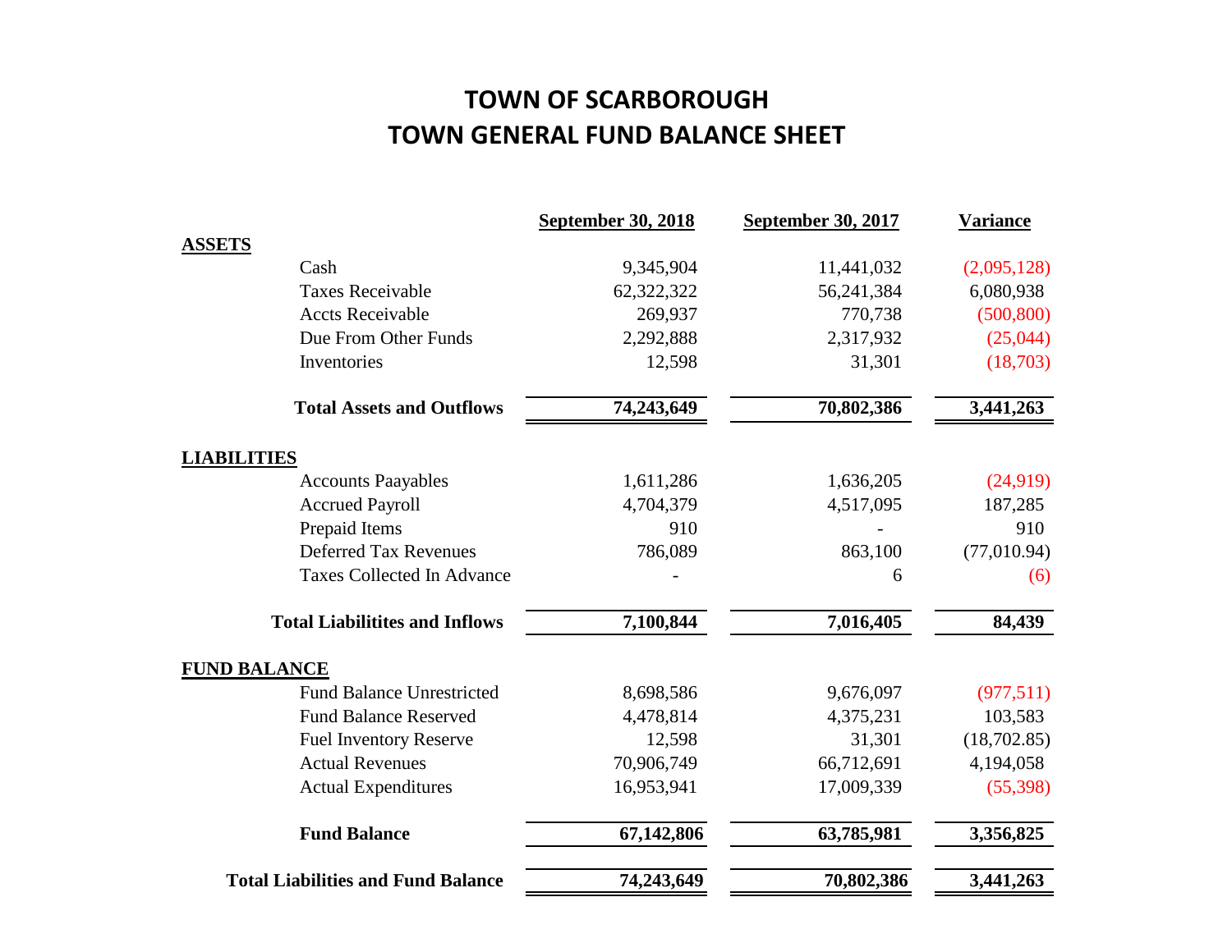# TOWN OF SCARBOROUGH
# TOWN GENERAL FUND BALANCE SHEET

| | September 30, 2018 | September 30, 2017 | Variance |
|---|---|---|---|
| **ASSETS** | | | |
| Cash | 9,345,904 | 11,441,032 | (2,095,128) |
| Taxes Receivable | 62,322,322 | 56,241,384 | 6,080,938 |
| Accts Receivable | 269,937 | 770,738 | (500,800) |
| Due From Other Funds | 2,292,888 | 2,317,932 | (25,044) |
| Inventories | 12,598 | 31,301 | (18,703) |
| **Total Assets and Outflows** | **74,243,649** | **70,802,386** | **3,441,263** |
| **LIABILITIES** | | | |
| Accounts Paayables | 1,611,286 | 1,636,205 | (24,919) |
| Accrued Payroll | 4,704,379 | 4,517,095 | 187,285 |
| Prepaid Items | 910 | - | 910 |
| Deferred Tax Revenues | 786,089 | 863,100 | (77,010.94) |
| Taxes Collected In Advance | - | 6 | (6) |
| **Total Liabilitites and Inflows** | **7,100,844** | **7,016,405** | **84,439** |
| **FUND BALANCE** | | | |
| Fund Balance Unrestricted | 8,698,586 | 9,676,097 | (977,511) |
| Fund Balance Reserved | 4,478,814 | 4,375,231 | 103,583 |
| Fuel Inventory Reserve | 12,598 | 31,301 | (18,702.85) |
| Actual Revenues | 70,906,749 | 66,712,691 | 4,194,058 |
| Actual Expenditures | 16,953,941 | 17,009,339 | (55,398) |
| **Fund Balance** | **67,142,806** | **63,785,981** | **3,356,825** |
| **Total Liabilities and Fund Balance** | **74,243,649** | **70,802,386** | **3,441,263** |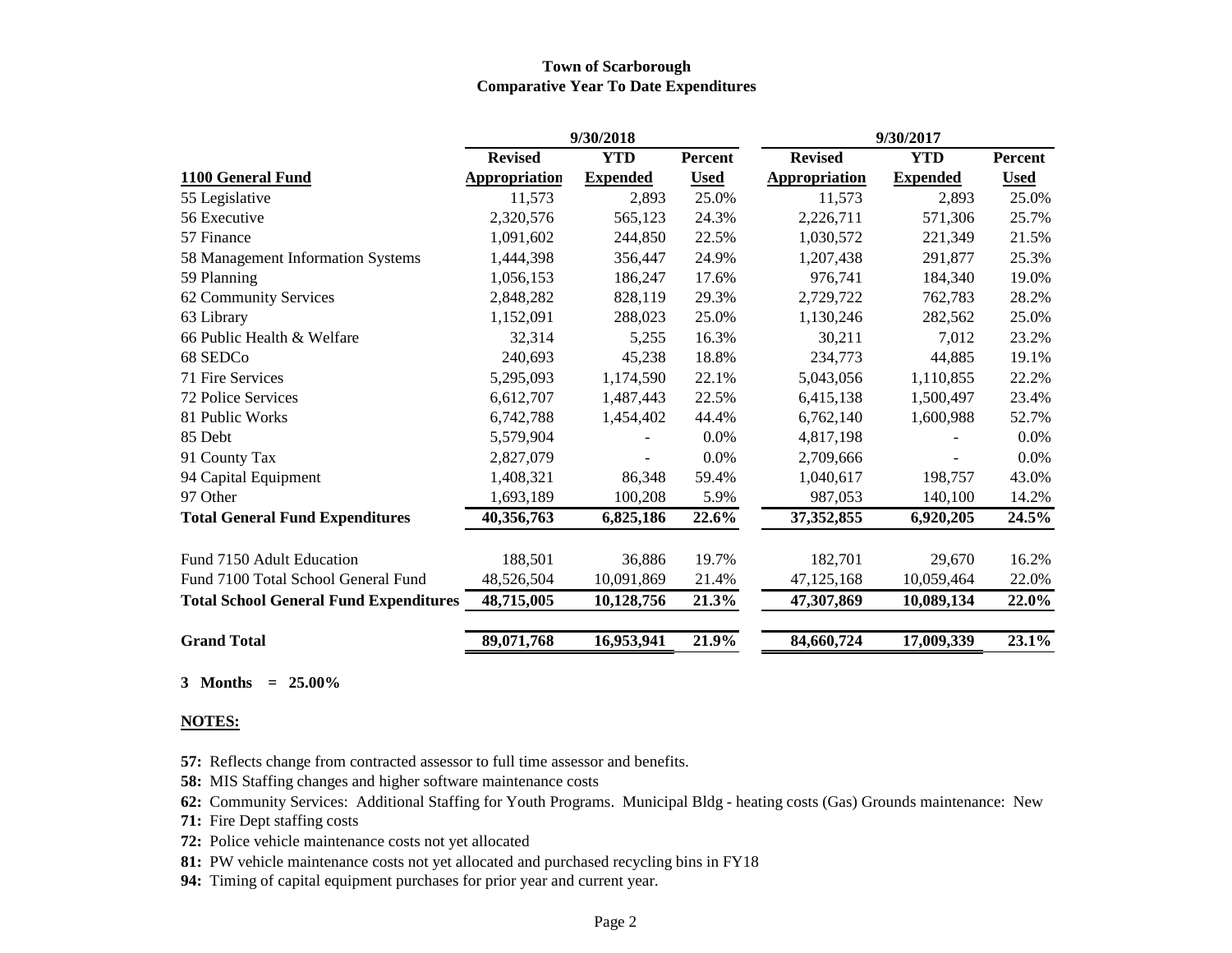**Town of Scarborough**
**Comparative Year To Date Expenditures**

| | 9/30/2018 | | | 9/30/2017 | | |
|---|---|---|---|---|---|---|
| **1100 General Fund** | **Revised Appropriation** | **YTD Expended** | **Percent Used** | **Revised Appropriation** | **YTD Expended** | **Percent Used** |
| 55 Legislative | 11,573 | 2,893 | 25.0% | 11,573 | 2,893 | 25.0% |
| 56 Executive | 2,320,576 | 565,123 | 24.3% | 2,226,711 | 571,306 | 25.7% |
| 57 Finance | 1,091,602 | 244,850 | 22.5% | 1,030,572 | 221,349 | 21.5% |
| 58 Management Information Systems | 1,444,398 | 356,447 | 24.9% | 1,207,438 | 291,877 | 25.3% |
| 59 Planning | 1,056,153 | 186,247 | 17.6% | 976,741 | 184,340 | 19.0% |
| 62 Community Services | 2,848,282 | 828,119 | 29.3% | 2,729,722 | 762,783 | 28.2% |
| 63 Library | 1,152,091 | 288,023 | 25.0% | 1,130,246 | 282,562 | 25.0% |
| 66 Public Health & Welfare | 32,314 | 5,255 | 16.3% | 30,211 | 7,012 | 23.2% |
| 68 SEDCo | 240,693 | 45,238 | 18.8% | 234,773 | 44,885 | 19.1% |
| 71 Fire Services | 5,295,093 | 1,174,590 | 22.1% | 5,043,056 | 1,110,855 | 22.2% |
| 72 Police Services | 6,612,707 | 1,487,443 | 22.5% | 6,415,138 | 1,500,497 | 23.4% |
| 81 Public Works | 6,742,788 | 1,454,402 | 44.4% | 6,762,140 | 1,600,988 | 52.7% |
| 85 Debt | 5,579,904 | - | 0.0% | 4,817,198 | - | 0.0% |
| 91 County Tax | 2,827,079 | - | 0.0% | 2,709,666 | - | 0.0% |
| 94 Capital Equipment | 1,408,321 | 86,348 | 59.4% | 1,040,617 | 198,757 | 43.0% |
| 97 Other | 1,693,189 | 100,208 | 5.9% | 987,053 | 140,100 | 14.2% |
| **Total General Fund Expenditures** | **40,356,763** | **6,825,186** | **22.6%** | **37,352,855** | **6,920,205** | **24.5%** |
| | | | | | | |
| Fund 7150 Adult Education | 188,501 | 36,886 | 19.7% | 182,701 | 29,670 | 16.2% |
| Fund 7100 Total School General Fund | 48,526,504 | 10,091,869 | 21.4% | 47,125,168 | 10,059,464 | 22.0% |
| **Total School General Fund Expenditures** | **48,715,005** | **10,128,756** | **21.3%** | **47,307,869** | **10,089,134** | **22.0%** |
| | | | | | | |
| **Grand Total** | **89,071,768** | **16,953,941** | **21.9%** | **84,660,724** | **17,009,339** | **23.1%** |

**3 Months = 25.00%**

**NOTES:**

**57:** Reflects change from contracted assessor to full time assessor and benefits.

**58:** MIS Staffing changes and higher software maintenance costs

**62:** Community Services: Additional Staffing for Youth Programs. Municipal Bldg - heating costs (Gas) Grounds maintenance: New

**71:** Fire Dept staffing costs

**72:** Police vehicle maintenance costs not yet allocated

**81:** PW vehicle maintenance costs not yet allocated and purchased recycling bins in FY18

**94:** Timing of capital equipment purchases for prior year and current year.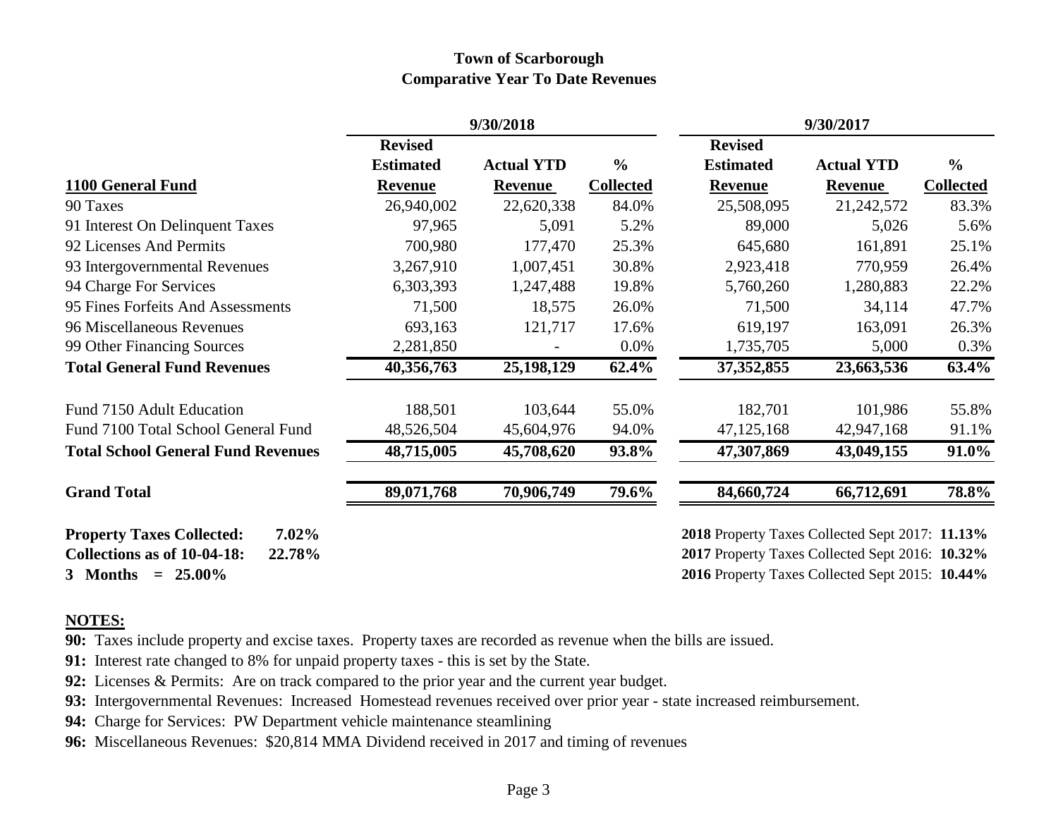# Town of Scarborough
## Comparative Year To Date Revenues

| 1100 General Fund | 9/30/2018 Revised Estimated Revenue | 9/30/2018 Actual YTD Revenue | 9/30/2018 % Collected | 9/30/2017 Revised Estimated Revenue | 9/30/2017 Actual YTD Revenue | 9/30/2017 % Collected |
|---|---|---|---|---|---|---|
| 90 Taxes | 26,940,002 | 22,620,338 | 84.0% | 25,508,095 | 21,242,572 | 83.3% |
| 91 Interest On Delinquent Taxes | 97,965 | 5,091 | 5.2% | 89,000 | 5,026 | 5.6% |
| 92 Licenses And Permits | 700,980 | 177,470 | 25.3% | 645,680 | 161,891 | 25.1% |
| 93 Intergovernmental Revenues | 3,267,910 | 1,007,451 | 30.8% | 2,923,418 | 770,959 | 26.4% |
| 94 Charge For Services | 6,303,393 | 1,247,488 | 19.8% | 5,760,260 | 1,280,883 | 22.2% |
| 95 Fines Forfeits And Assessments | 71,500 | 18,575 | 26.0% | 71,500 | 34,114 | 47.7% |
| 96 Miscellaneous Revenues | 693,163 | 121,717 | 17.6% | 619,197 | 163,091 | 26.3% |
| 99 Other Financing Sources | 2,281,850 | - | 0.0% | 1,735,705 | 5,000 | 0.3% |
| **Total General Fund Revenues** | **40,356,763** | **25,198,129** | **62.4%** | **37,352,855** | **23,663,536** | **63.4%** |
| Fund 7150 Adult Education | 188,501 | 103,644 | 55.0% | 182,701 | 101,986 | 55.8% |
| Fund 7100 Total School General Fund | 48,526,504 | 45,604,976 | 94.0% | 47,125,168 | 42,947,168 | 91.1% |
| **Total School General Fund Revenues** | **48,715,005** | **45,708,620** | **93.8%** | **47,307,869** | **43,049,155** | **91.0%** |
| **Grand Total** | **89,071,768** | **70,906,749** | **79.6%** | **84,660,724** | **66,712,691** | **78.8%** |

**Property Taxes Collected: 7.02%**
**Collections as of 10-04-18: 22.78%**
**3 Months = 25.00%**

**2018** Property Taxes Collected Sept 2017: **11.13%**
**2017** Property Taxes Collected Sept 2016: **10.32%**
**2016** Property Taxes Collected Sept 2015: **10.44%**

**NOTES:**

**90:** Taxes include property and excise taxes. Property taxes are recorded as revenue when the bills are issued.

**91:** Interest rate changed to 8% for unpaid property taxes - this is set by the State.

**92:** Licenses & Permits: Are on track compared to the prior year and the current year budget.

**93:** Intergovernmental Revenues: Increased Homestead revenues received over prior year - state increased reimbursement.

**94:** Charge for Services: PW Department vehicle maintenance steamlining

**96:** Miscellaneous Revenues: $20,814 MMA Dividend received in 2017 and timing of revenues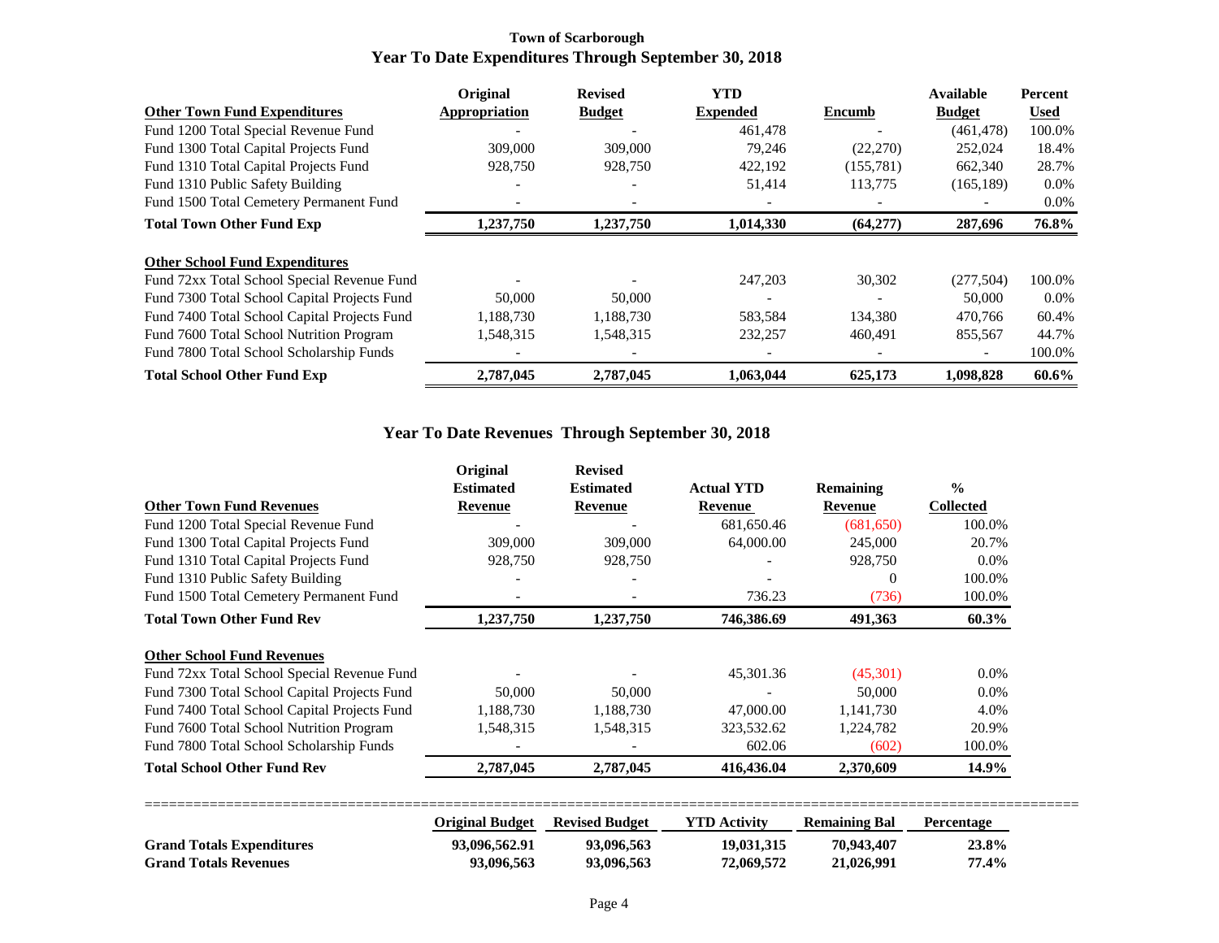**Town of Scarborough**

# Year To Date Expenditures Through September 30, 2018

| Other Town Fund Expenditures | Original Appropriation | Revised Budget | YTD Expended | Encumb | Available Budget | Percent Used |
|---|---|---|---|---|---|---|
| Fund 1200 Total Special Revenue Fund | - | - | 461,478 | - | (461,478) | 100.0% |
| Fund 1300 Total Capital Projects Fund | 309,000 | 309,000 | 79,246 | (22,270) | 252,024 | 18.4% |
| Fund 1310 Total Capital Projects Fund | 928,750 | 928,750 | 422,192 | (155,781) | 662,340 | 28.7% |
| Fund 1310 Public Safety Building | - | - | 51,414 | 113,775 | (165,189) | 0.0% |
| Fund 1500 Total Cemetery Permanent Fund | - | - | - | - | - | 0.0% |
| **Total Town Other Fund Exp** | **1,237,750** | **1,237,750** | **1,014,330** | **(64,277)** | **287,696** | **76.8%** |

| Other School Fund Expenditures | Original Appropriation | Revised Budget | YTD Expended | Encumb | Available Budget | Percent Used |
|---|---|---|---|---|---|---|
| Fund 72xx Total School Special Revenue Fund | - | - | 247,203 | 30,302 | (277,504) | 100.0% |
| Fund 7300 Total School Capital Projects Fund | 50,000 | 50,000 | - | - | 50,000 | 0.0% |
| Fund 7400 Total School Capital Projects Fund | 1,188,730 | 1,188,730 | 583,584 | 134,380 | 470,766 | 60.4% |
| Fund 7600 Total School Nutrition Program | 1,548,315 | 1,548,315 | 232,257 | 460,491 | 855,567 | 44.7% |
| Fund 7800 Total School Scholarship Funds | - | - | - | - | - | 100.0% |
| **Total School Other Fund Exp** | **2,787,045** | **2,787,045** | **1,063,044** | **625,173** | **1,098,828** | **60.6%** |

# Year To Date Revenues Through September 30, 2018

| Other Town Fund Revenues | Original Estimated Revenue | Revised Estimated Revenue | Actual YTD Revenue | Remaining Revenue | % Collected |
|---|---|---|---|---|---|
| Fund 1200 Total Special Revenue Fund | - | - | 681,650.46 | (681,650) | 100.0% |
| Fund 1300 Total Capital Projects Fund | 309,000 | 309,000 | 64,000.00 | 245,000 | 20.7% |
| Fund 1310 Total Capital Projects Fund | 928,750 | 928,750 | - | 928,750 | 0.0% |
| Fund 1310 Public Safety Building | - | - | - | 0 | 100.0% |
| Fund 1500 Total Cemetery Permanent Fund | - | - | 736.23 | (736) | 100.0% |
| **Total Town Other Fund Rev** | **1,237,750** | **1,237,750** | **746,386.69** | **491,363** | **60.3%** |

| Other School Fund Revenues | Original Estimated Revenue | Revised Estimated Revenue | Actual YTD Revenue | Remaining Revenue | % Collected |
|---|---|---|---|---|---|
| Fund 72xx Total School Special Revenue Fund | - | - | 45,301.36 | (45,301) | 0.0% |
| Fund 7300 Total School Capital Projects Fund | 50,000 | 50,000 | - | 50,000 | 0.0% |
| Fund 7400 Total School Capital Projects Fund | 1,188,730 | 1,188,730 | 47,000.00 | 1,141,730 | 4.0% |
| Fund 7600 Total School Nutrition Program | 1,548,315 | 1,548,315 | 323,532.62 | 1,224,782 | 20.9% |
| Fund 7800 Total School Scholarship Funds | - | - | 602.06 | (602) | 100.0% |
| **Total School Other Fund Rev** | **2,787,045** | **2,787,045** | **416,436.04** | **2,370,609** | **14.9%** |

| | Original Budget | Revised Budget | YTD Activity | Remaining Bal | Percentage |
|---|---|---|---|---|---|
| **Grand Totals Expenditures** | **93,096,562.91** | **93,096,563** | **19,031,315** | **70,943,407** | **23.8%** |
| **Grand Totals Revenues** | **93,096,563** | **93,096,563** | **72,069,572** | **21,026,991** | **77.4%** |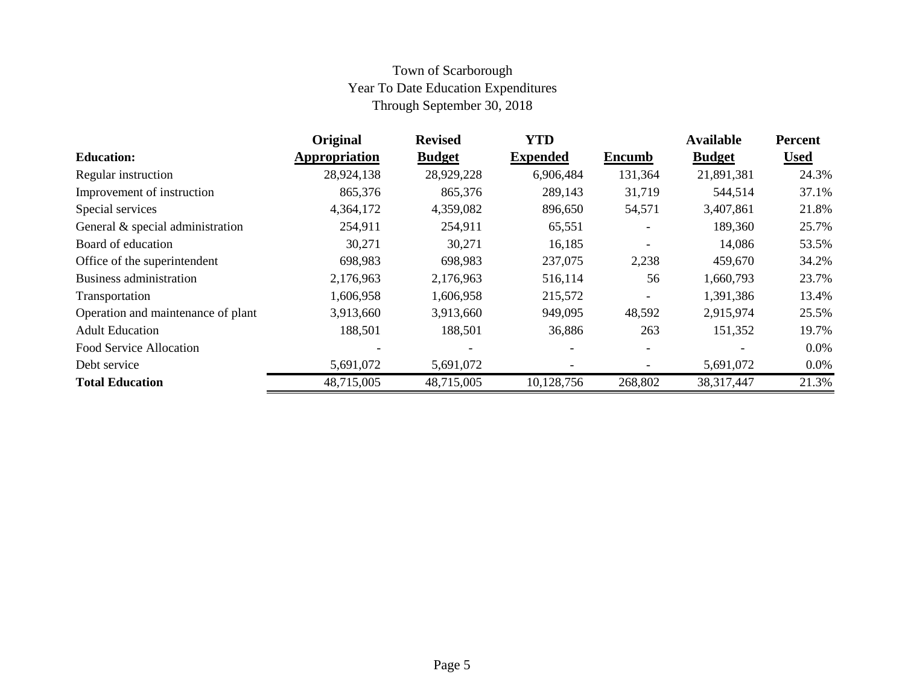# Town of Scarborough
## Year To Date Education Expenditures
### Through September 30, 2018

| **Education:** | **Original Appropriation** | **Revised Budget** | **YTD Expended** | **Encumb** | **Available Budget** | **Percent Used** |
|---|---|---|---|---|---|---|
| Regular instruction | 28,924,138 | 28,929,228 | 6,906,484 | 131,364 | 21,891,381 | 24.3% |
| Improvement of instruction | 865,376 | 865,376 | 289,143 | 31,719 | 544,514 | 37.1% |
| Special services | 4,364,172 | 4,359,082 | 896,650 | 54,571 | 3,407,861 | 21.8% |
| General & special administration | 254,911 | 254,911 | 65,551 | - | 189,360 | 25.7% |
| Board of education | 30,271 | 30,271 | 16,185 | - | 14,086 | 53.5% |
| Office of the superintendent | 698,983 | 698,983 | 237,075 | 2,238 | 459,670 | 34.2% |
| Business administration | 2,176,963 | 2,176,963 | 516,114 | 56 | 1,660,793 | 23.7% |
| Transportation | 1,606,958 | 1,606,958 | 215,572 | - | 1,391,386 | 13.4% |
| Operation and maintenance of plant | 3,913,660 | 3,913,660 | 949,095 | 48,592 | 2,915,974 | 25.5% |
| Adult Education | 188,501 | 188,501 | 36,886 | 263 | 151,352 | 19.7% |
| Food Service Allocation | - | - | - | - | - | 0.0% |
| Debt service | 5,691,072 | 5,691,072 | - | - | 5,691,072 | 0.0% |
| **Total Education** | 48,715,005 | 48,715,005 | 10,128,756 | 268,802 | 38,317,447 | 21.3% |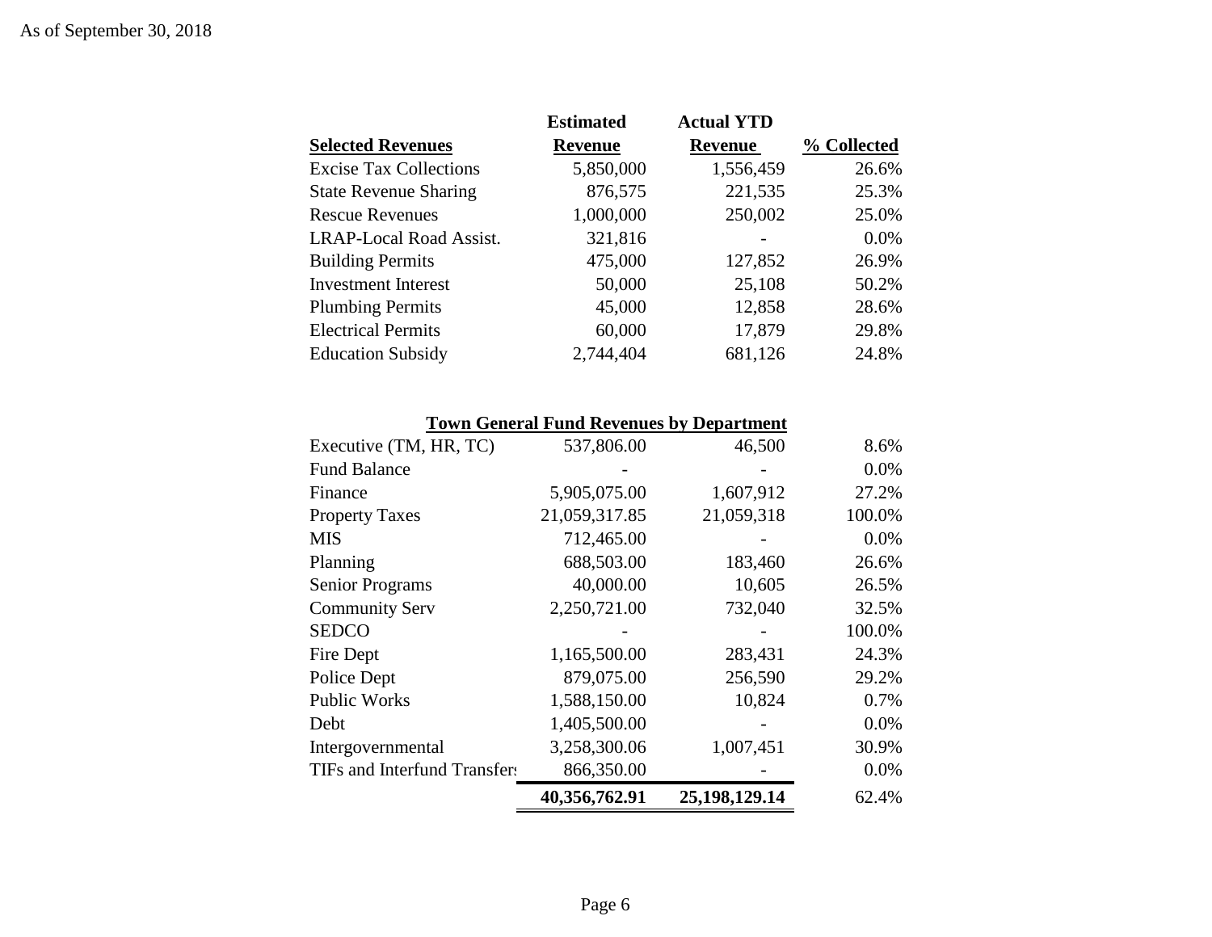As of September 30, 2018

| Selected Revenues | Estimated Revenue | Actual YTD Revenue | % Collected |
|---|---|---|---|
| Excise Tax Collections | 5,850,000 | 1,556,459 | 26.6% |
| State Revenue Sharing | 876,575 | 221,535 | 25.3% |
| Rescue Revenues | 1,000,000 | 250,002 | 25.0% |
| LRAP-Local Road Assist. | 321,816 | - | 0.0% |
| Building Permits | 475,000 | 127,852 | 26.9% |
| Investment Interest | 50,000 | 25,108 | 50.2% |
| Plumbing Permits | 45,000 | 12,858 | 28.6% |
| Electrical Permits | 60,000 | 17,879 | 29.8% |
| Education Subsidy | 2,744,404 | 681,126 | 24.8% |

**Town General Fund Revenues by Department**

| | | | |
|---|---|---|---|
| Executive (TM, HR, TC) | 537,806.00 | 46,500 | 8.6% |
| Fund Balance | - | - | 0.0% |
| Finance | 5,905,075.00 | 1,607,912 | 27.2% |
| Property Taxes | 21,059,317.85 | 21,059,318 | 100.0% |
| MIS | 712,465.00 | - | 0.0% |
| Planning | 688,503.00 | 183,460 | 26.6% |
| Senior Programs | 40,000.00 | 10,605 | 26.5% |
| Community Serv | 2,250,721.00 | 732,040 | 32.5% |
| SEDCO | - | - | 100.0% |
| Fire Dept | 1,165,500.00 | 283,431 | 24.3% |
| Police Dept | 879,075.00 | 256,590 | 29.2% |
| Public Works | 1,588,150.00 | 10,824 | 0.7% |
| Debt | 1,405,500.00 | - | 0.0% |
| Intergovernmental | 3,258,300.06 | 1,007,451 | 30.9% |
| TIFs and Interfund Transfers | 866,350.00 | - | 0.0% |
| | **40,356,762.91** | **25,198,129.14** | 62.4% |